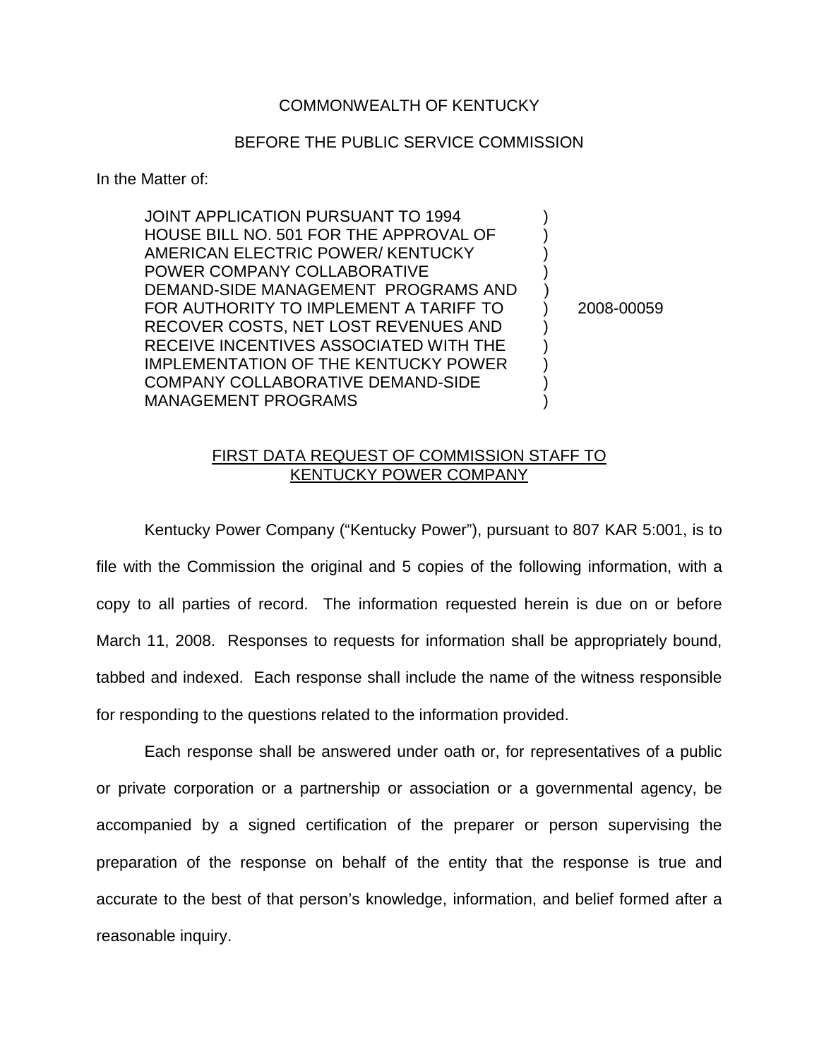COMMONWEALTH OF KENTUCKY

BEFORE THE PUBLIC SERVICE COMMISSION

In the Matter of:

| | | |
|---|---|---|
| JOINT APPLICATION PURSUANT TO 1994 HOUSE BILL NO. 501 FOR THE APPROVAL OF AMERICAN ELECTRIC POWER/ KENTUCKY POWER COMPANY COLLABORATIVE DEMAND-SIDE MANAGEMENT PROGRAMS AND FOR AUTHORITY TO IMPLEMENT A TARIFF TO RECOVER COSTS, NET LOST REVENUES AND RECEIVE INCENTIVES ASSOCIATED WITH THE IMPLEMENTATION OF THE KENTUCKY POWER COMPANY COLLABORATIVE DEMAND-SIDE MANAGEMENT PROGRAMS | ) | 2008-00059 |

FIRST DATA REQUEST OF COMMISSION STAFF TO KENTUCKY POWER COMPANY

Kentucky Power Company ("Kentucky Power"), pursuant to 807 KAR 5:001, is to file with the Commission the original and 5 copies of the following information, with a copy to all parties of record. The information requested herein is due on or before March 11, 2008. Responses to requests for information shall be appropriately bound, tabbed and indexed. Each response shall include the name of the witness responsible for responding to the questions related to the information provided.

Each response shall be answered under oath or, for representatives of a public or private corporation or a partnership or association or a governmental agency, be accompanied by a signed certification of the preparer or person supervising the preparation of the response on behalf of the entity that the response is true and accurate to the best of that person's knowledge, information, and belief formed after a reasonable inquiry.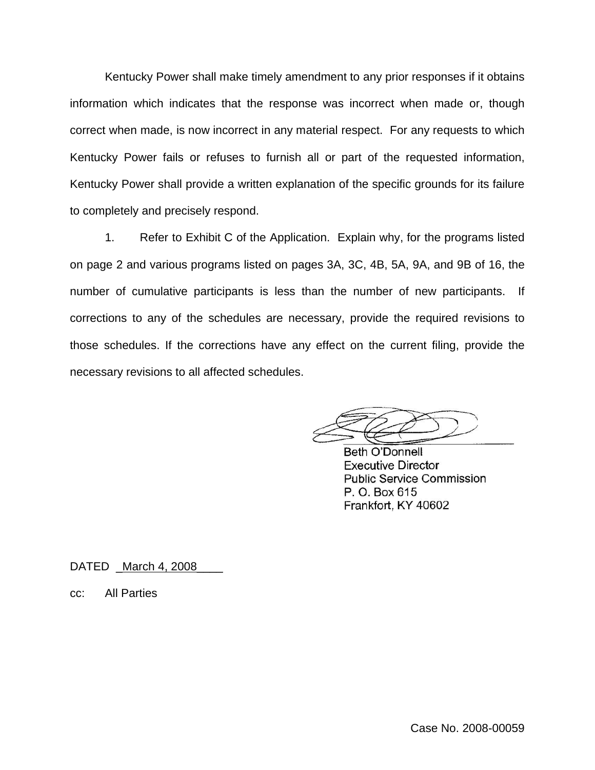Kentucky Power shall make timely amendment to any prior responses if it obtains information which indicates that the response was incorrect when made or, though correct when made, is now incorrect in any material respect. For any requests to which Kentucky Power fails or refuses to furnish all or part of the requested information, Kentucky Power shall provide a written explanation of the specific grounds for its failure to completely and precisely respond.

1. Refer to Exhibit C of the Application. Explain why, for the programs listed on page 2 and various programs listed on pages 3A, 3C, 4B, 5A, 9A, and 9B of 16, the number of cumulative participants is less than the number of new participants. If corrections to any of the schedules are necessary, provide the required revisions to those schedules. If the corrections have any effect on the current filing, provide the necessary revisions to all affected schedules.

Beth O'Donnell
Executive Director
Public Service Commission
P. O. Box 615
Frankfort, KY 40602

DATED March 4, 2008

cc: All Parties

Case No. 2008-00059